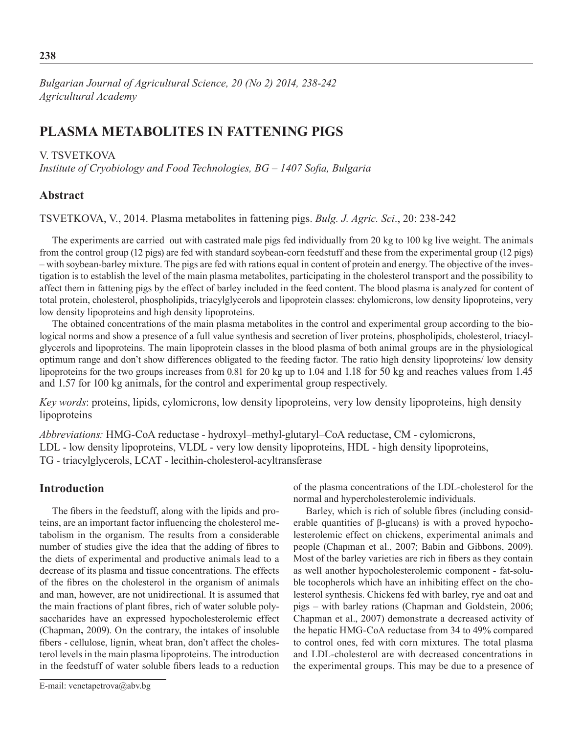*Bulgarian Journal of Agricultural Science, 20 (No 2) 2014, 238-242*
*Agricultural Academy*

# PLASMA METABOLITES IN FATTENING PIGS

V. TSVETKOVA

*Institute of Cryobiology and Food Technologies, BG – 1407 Sofia, Bulgaria*

## Abstract

TSVETKOVA, V., 2014. Plasma metabolites in fattening pigs. *Bulg. J. Agric. Sci*., 20: 238-242

The experiments are carried out with castrated male pigs fed individually from 20 kg to 100 kg live weight. The animals from the control group (12 pigs) are fed with standard soybean-corn feedstuff and these from the experimental group (12 pigs) – with soybean-barley mixture. The pigs are fed with rations equal in content of protein and energy. The objective of the investigation is to establish the level of the main plasma metabolites, participating in the cholesterol transport and the possibility to affect them in fattening pigs by the effect of barley included in the feed content. The blood plasma is analyzed for content of total protein, cholesterol, phospholipids, triacylglycerols and lipoprotein classes: chylomicrons, low density lipoproteins, very low density lipoproteins and high density lipoproteins.

The obtained concentrations of the main plasma metabolites in the control and experimental group according to the biological norms and show a presence of a full value synthesis and secretion of liver proteins, phospholipids, cholesterol, triacylglycerols and lipoproteins. The main lipoprotein classes in the blood plasma of both animal groups are in the physiological optimum range and don't show differences obligated to the feeding factor. The ratio high density lipoproteins/ low density lipoproteins for the two groups increases from 0.81 for 20 kg up to 1.04 and 1.18 for 50 kg and reaches values from 1.45 and 1.57 for 100 kg animals, for the control and experimental group respectively.

*Key words*: proteins, lipids, cylomicrons, low density lipoproteins, very low density lipoproteins, high density lipoproteins

*Abbreviations:* HMG-CoA reductase - hydroxyl–methyl-glutaryl–CoA reductase, CM - cylomicrons, LDL - low density lipoproteins, VLDL - very low density lipoproteins, HDL - high density lipoproteins, TG - triacylglycerols, LCAT - lecithin-cholesterol-acyltransferase

## Introduction

The fibers in the feedstuff, along with the lipids and proteins, are an important factor influencing the cholesterol metabolism in the organism. The results from a considerable number of studies give the idea that the adding of fibres to the diets of experimental and productive animals lead to a decrease of its plasma and tissue concentrations. The effects of the fibres on the cholesterol in the organism of animals and man, however, are not unidirectional. It is assumed that the main fractions of plant fibres, rich of water soluble polysaccharides have an expressed hypocholesterolemic effect (Chapman**,** 2009). On the contrary, the intakes of insoluble fibers - cellulose, lignin, wheat bran, don't affect the cholesterol levels in the main plasma lipoproteins. The introduction in the feedstuff of water soluble fibers leads to a reduction of the plasma concentrations of the LDL-cholesterol for the normal and hypercholesterolemic individuals.

Barley, which is rich of soluble fibres (including considerable quantities of β-glucans) is with a proved hypocholesterolemic effect on chickens, experimental animals and people (Chapman et al., 2007; Babin and Gibbons, 2009). Most of the barley varieties are rich in fibers as they contain as well another hypocholesterolemic component - fat-soluble tocopherols which have an inhibiting effect on the cholesterol synthesis. Chickens fed with barley, rye and oat and pigs – with barley rations (Chapman and Goldstein, 2006; Chapman et al., 2007) demonstrate a decreased activity of the hepatic HMG-CoA reductase from 34 to 49% compared to control ones, fed with corn mixtures. The total plasma and LDL-cholesterol are with decreased concentrations in the experimental groups. This may be due to a presence of

E-mail: venetapetrova@abv.bg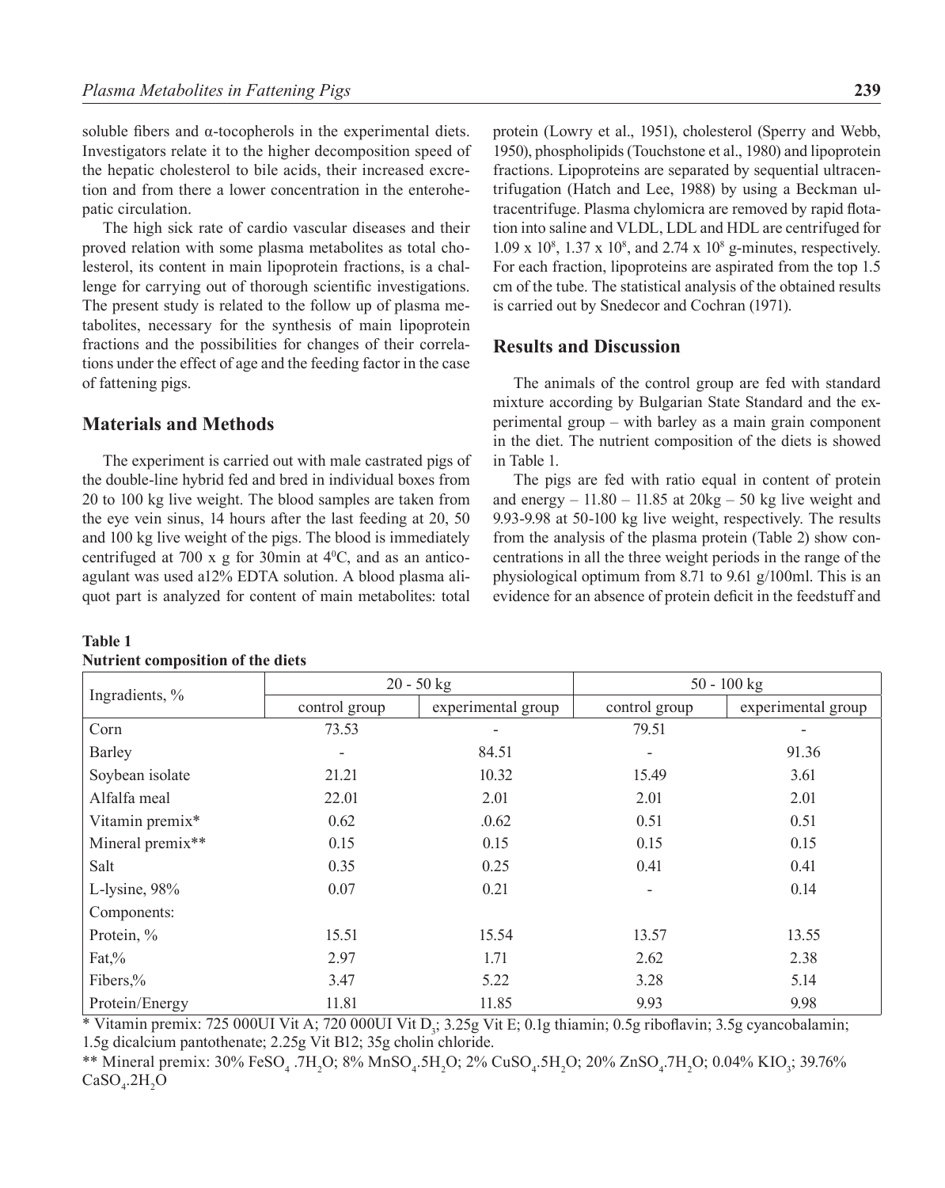soluble fibers and α-tocopherols in the experimental diets. Investigators relate it to the higher decomposition speed of the hepatic cholesterol to bile acids, their increased excretion and from there a lower concentration in the enterohepatic circulation.

The high sick rate of cardio vascular diseases and their proved relation with some plasma metabolites as total cholesterol, its content in main lipoprotein fractions, is a challenge for carrying out of thorough scientific investigations. The present study is related to the follow up of plasma metabolites, necessary for the synthesis of main lipoprotein fractions and the possibilities for changes of their correlations under the effect of age and the feeding factor in the case of fattening pigs.

## Materials and Methods

The experiment is carried out with male castrated pigs of the double-line hybrid fed and bred in individual boxes from 20 to 100 kg live weight. The blood samples are taken from the eye vein sinus, 14 hours after the last feeding at 20, 50 and 100 kg live weight of the pigs. The blood is immediately centrifuged at 700 x g for 30min at $4^0$C, and as an anticoagulant was used a12% EDTA solution. A blood plasma aliquot part is analyzed for content of main metabolites: total protein (Lowry et al., 1951), cholesterol (Sperry and Webb, 1950), phospholipids (Touchstone et al., 1980) and lipoprotein fractions. Lipoproteins are separated by sequential ultracentrifugation (Hatch and Lee, 1988) by using a Beckman ultracentrifuge. Plasma chylomicra are removed by rapid flotation into saline and VLDL, LDL and HDL are centrifuged for $1.09 \times 10^8$, $1.37 \times 10^8$, and $2.74 \times 10^8$ g-minutes, respectively. For each fraction, lipoproteins are aspirated from the top 1.5 cm of the tube. The statistical analysis of the obtained results is carried out by Snedecor and Cochran (1971).

## Results and Discussion

The animals of the control group are fed with standard mixture according by Bulgarian State Standard and the experimental group – with barley as a main grain component in the diet. The nutrient composition of the diets is showed in Table 1.

The pigs are fed with ratio equal in content of protein and energy – 11.80 – 11.85 at 20kg – 50 kg live weight and 9.93-9.98 at 50-100 kg live weight, respectively. The results from the analysis of the plasma protein (Table 2) show concentrations in all the three weight periods in the range of the physiological optimum from 8.71 to 9.61 g/100ml. This is an evidence for an absence of protein deficit in the feedstuff and

**Table 1**
**Nutrient composition of the diets**

| Ingradients, % | 20 - 50 kg | | 50 - 100 kg | |
|---|---|---|---|---|
| | control group | experimental group | control group | experimental group |
| Corn | 73.53 | - | 79.51 | - |
| Barley | - | 84.51 | - | 91.36 |
| Soybean isolate | 21.21 | 10.32 | 15.49 | 3.61 |
| Alfalfa meal | 22.01 | 2.01 | 2.01 | 2.01 |
| Vitamin premix* | 0.62 | .0.62 | 0.51 | 0.51 |
| Mineral premix** | 0.15 | 0.15 | 0.15 | 0.15 |
| Salt | 0.35 | 0.25 | 0.41 | 0.41 |
| L-lysine, 98% | 0.07 | 0.21 | - | 0.14 |
| Components: | | | | |
| Protein, % | 15.51 | 15.54 | 13.57 | 13.55 |
| Fat,% | 2.97 | 1.71 | 2.62 | 2.38 |
| Fibers,% | 3.47 | 5.22 | 3.28 | 5.14 |
| Protein/Energy | 11.81 | 11.85 | 9.93 | 9.98 |

\* Vitamin premix: 725 000UI Vit A; 720 000UI Vit $D_3$; 3.25g Vit E; 0.1g thiamin; 0.5g riboflavin; 3.5g cyancobalamin; 1.5g dicalcium pantothenate; 2.25g Vit B12; 35g cholin chloride.

\*\* Mineral premix: 30% $FeSO_4.7H_2O$; 8% $MnSO_4.5H_2O$; 2% $CuSO_4.5H_2O$; 20% $ZnSO_4.7H_2O$; 0.04% $KIO_3$; 39.76% $CaSO_4.2H_2O$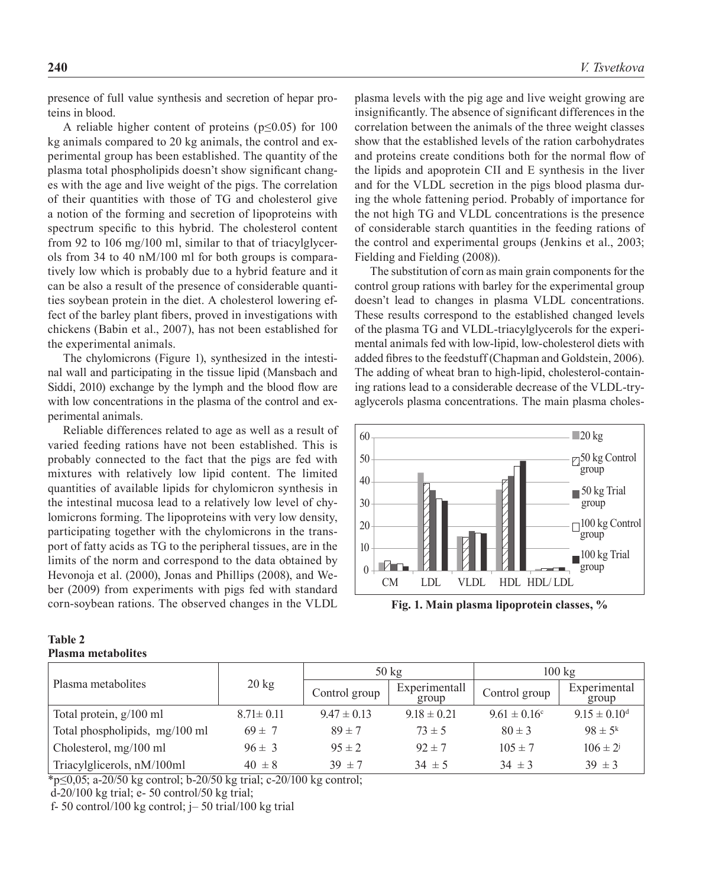presence of full value synthesis and secretion of hepar proteins in blood.

A reliable higher content of proteins ($p \leq 0.05$) for 100 kg animals compared to 20 kg animals, the control and experimental group has been established. The quantity of the plasma total phospholipids doesn't show significant changes with the age and live weight of the pigs. The correlation of their quantities with those of TG and cholesterol give a notion of the forming and secretion of lipoproteins with spectrum specific to this hybrid. The cholesterol content from 92 to 106 mg/100 ml, similar to that of triacylglycerols from 34 to 40 nM/100 ml for both groups is comparatively low which is probably due to a hybrid feature and it can be also a result of the presence of considerable quantities soybean protein in the diet. A cholesterol lowering effect of the barley plant fibers, proved in investigations with chickens (Babin et al., 2007), has not been established for the experimental animals.

The chylomicrons (Figure 1), synthesized in the intestinal wall and participating in the tissue lipid (Mansbach and Siddi, 2010) exchange by the lymph and the blood flow are with low concentrations in the plasma of the control and experimental animals.

Reliable differences related to age as well as a result of varied feeding rations have not been established. This is probably connected to the fact that the pigs are fed with mixtures with relatively low lipid content. The limited quantities of available lipids for chylomicron synthesis in the intestinal mucosa lead to a relatively low level of chylomicrons forming. The lipoproteins with very low density, participating together with the chylomicrons in the transport of fatty acids as TG to the peripheral tissues, are in the limits of the norm and correspond to the data obtained by Hevonoja et al. (2000), Jonas and Phillips (2008), and Weber (2009) from experiments with pigs fed with standard corn-soybean rations. The observed changes in the VLDL plasma levels with the pig age and live weight growing are insignificantly. The absence of significant differences in the correlation between the animals of the three weight classes show that the established levels of the ration carbohydrates and proteins create conditions both for the normal flow of the lipids and apoprotein CII and E synthesis in the liver and for the VLDL secretion in the pigs blood plasma during the whole fattening period. Probably of importance for the not high TG and VLDL concentrations is the presence of considerable starch quantities in the feeding rations of the control and experimental groups (Jenkins et al., 2003; Fielding and Fielding (2008)).

The substitution of corn as main grain components for the control group rations with barley for the experimental group doesn't lead to changes in plasma VLDL concentrations. These results correspond to the established changed levels of the plasma TG and VLDL-triacylglycerols for the experimental animals fed with low-lipid, low-cholesterol diets with added fibres to the feedstuff (Chapman and Goldstein, 2006). The adding of wheat bran to high-lipid, cholesterol-containing rations lead to a considerable decrease of the VLDL-tryaglycerols plasma concentrations. The main plasma choles-

**Fig. 1. Main plasma lipoprotein classes, %**

**Table 2**
**Plasma metabolites**

| Plasma metabolites | 20 kg | 50 kg | | 100 kg | |
|---|---|---|---|---|---|
| | | Control group | Experimentall group | Control group | Experimental group |
| Total protein, g/100 ml | 8.71± 0.11 | 9.47 ± 0.13 | 9.18 ± 0.21 | 9.61 ± 0.16[c] | 9.15 ± 0.10[d] |
| Total phospholipids, mg/100 ml | 69 ± 7 | 89 ± 7 | 73 ± 5 | 80 ± 3 | 98 ± 5[k] |
| Cholesterol, mg/100 ml | 96 ± 3 | 95 ± 2 | 92 ± 7 | 105 ± 7 | 106 ± 2[j] |
| Triacylglicerols, nM/100ml | 40 ± 8 | 39 ± 7 | 34 ± 5 | 34 ± 3 | 39 ± 3 |

*p≤0,05; a-20/50 kg control; b-20/50 kg trial; c-20/100 kg control;
d-20/100 kg trial; e- 50 control/50 kg trial;
f- 50 control/100 kg control; j– 50 trial/100 kg trial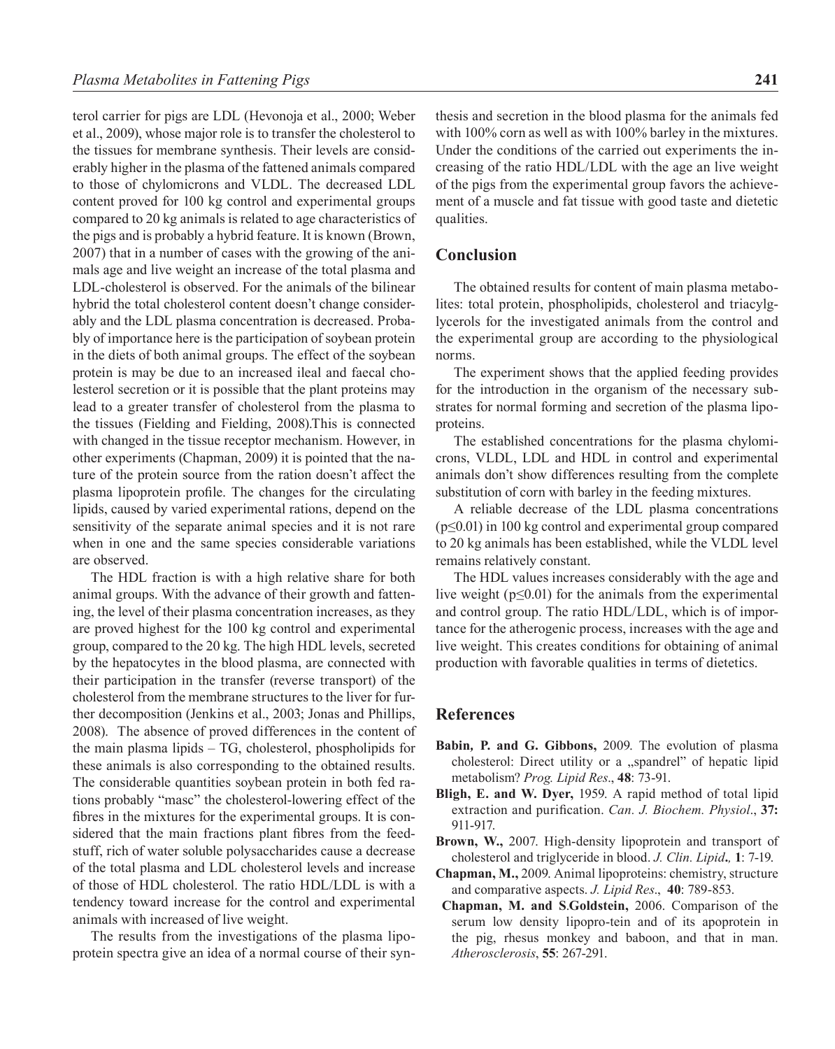terol carrier for pigs are LDL (Hevonoja et al., 2000; Weber et al., 2009), whose major role is to transfer the cholesterol to the tissues for membrane synthesis. Their levels are considerably higher in the plasma of the fattened animals compared to those of chylomicrons and VLDL. The decreased LDL content proved for 100 kg control and experimental groups compared to 20 kg animals is related to age characteristics of the pigs and is probably a hybrid feature. It is known (Brown, 2007) that in a number of cases with the growing of the animals age and live weight an increase of the total plasma and LDL-cholesterol is observed. For the animals of the bilinear hybrid the total cholesterol content doesn't change considerably and the LDL plasma concentration is decreased. Probably of importance here is the participation of soybean protein in the diets of both animal groups. The effect of the soybean protein is may be due to an increased ileal and faecal cholesterol secretion or it is possible that the plant proteins may lead to a greater transfer of cholesterol from the plasma to the tissues (Fielding and Fielding, 2008).This is connected with changed in the tissue receptor mechanism. However, in other experiments (Chapman, 2009) it is pointed that the nature of the protein source from the ration doesn't affect the plasma lipoprotein profile. The changes for the circulating lipids, caused by varied experimental rations, depend on the sensitivity of the separate animal species and it is not rare when in one and the same species considerable variations are observed.

The HDL fraction is with a high relative share for both animal groups. With the advance of their growth and fattening, the level of their plasma concentration increases, as they are proved highest for the 100 kg control and experimental group, compared to the 20 kg. The high HDL levels, secreted by the hepatocytes in the blood plasma, are connected with their participation in the transfer (reverse transport) of the cholesterol from the membrane structures to the liver for further decomposition (Jenkins et al., 2003; Jonas and Phillips, 2008). The absence of proved differences in the content of the main plasma lipids – TG, cholesterol, phospholipids for these animals is also corresponding to the obtained results. The considerable quantities soybean protein in both fed rations probably "masc" the cholesterol-lowering effect of the fibres in the mixtures for the experimental groups. It is considered that the main fractions plant fibres from the feedstuff, rich of water soluble polysaccharides cause a decrease of the total plasma and LDL cholesterol levels and increase of those of HDL cholesterol. The ratio HDL/LDL is with a tendency toward increase for the control and experimental animals with increased of live weight.

The results from the investigations of the plasma lipoprotein spectra give an idea of a normal course of their synthesis and secretion in the blood plasma for the animals fed with 100% corn as well as with 100% barley in the mixtures. Under the conditions of the carried out experiments the increasing of the ratio HDL/LDL with the age an live weight of the pigs from the experimental group favors the achievement of a muscle and fat tissue with good taste and dietetic qualities.

## Conclusion

The obtained results for content of main plasma metabolites: total protein, phospholipids, cholesterol and triacylglycerols for the investigated animals from the control and the experimental group are according to the physiological norms.

The experiment shows that the applied feeding provides for the introduction in the organism of the necessary substrates for normal forming and secretion of the plasma lipoproteins.

The established concentrations for the plasma chylomicrons, VLDL, LDL and HDL in control and experimental animals don't show differences resulting from the complete substitution of corn with barley in the feeding mixtures.

A reliable decrease of the LDL plasma concentrations ($p \leq 0.01$) in 100 kg control and experimental group compared to 20 kg animals has been established, while the VLDL level remains relatively constant.

The HDL values increases considerably with the age and live weight ($p \leq 0.01$) for the animals from the experimental and control group. The ratio HDL/LDL, which is of importance for the atherogenic process, increases with the age and live weight. This creates conditions for obtaining of animal production with favorable qualities in terms of dietetics.

## References

**Babin, P. and G. Gibbons,** 2009. The evolution of plasma cholesterol: Direct utility or a „spandrel" of hepatic lipid metabolism? *Prog. Lipid Res*., **48**: 73-91.

**Bligh, E. and W. Dyer,** 1959. A rapid method of total lipid extraction and purification. *Can. J. Biochem. Physiol*., **37:** 911-917.

**Brown, W.,** 2007. High-density lipoprotein and transport of cholesterol and triglyceride in blood. *J. Clin. Lipid*., **1**: 7-19.

**Chapman, M.,** 2009. Animal lipoproteins: chemistry, structure and comparative aspects. *J. Lipid Res*., **40**: 789-853.

**Chapman, M. and S.Goldstein,** 2006. Comparison of the serum low density lipopro-tein and of its apoprotein in the pig, rhesus monkey and baboon, and that in man. *Atherosclerosis*, **55**: 267-291.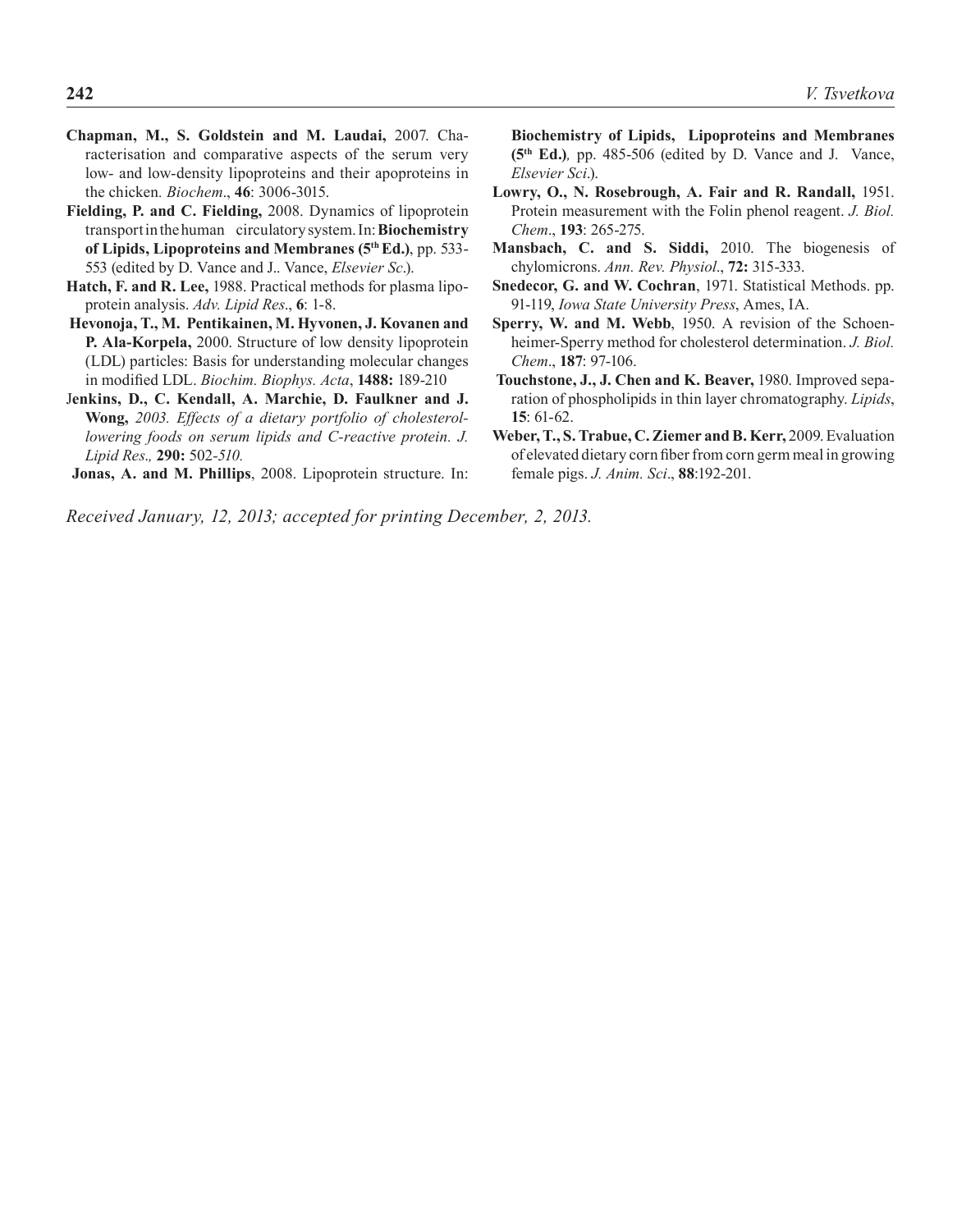**Chapman, M., S. Goldstein and M. Laudai,** 2007. Characterisation and comparative aspects of the serum very low- and low-density lipoproteins and their apoproteins in the chicken. *Biochem*., **46**: 3006-3015.

**Fielding, P. and C. Fielding,** 2008. Dynamics of lipoprotein transport in the human circulatory system. In: **Biochemistry of Lipids, Lipoproteins and Membranes (5th Ed.)**, pp. 533-553 (edited by D. Vance and J.. Vance, *Elsevier Sc*.).

**Hatch, F. and R. Lee,** 1988. Practical methods for plasma lipoprotein analysis. *Adv. Lipid Res*., **6**: 1-8.

**Hevonoja, T., M. Pentikainen, M. Hyvonen, J. Kovanen and P. Ala-Korpela,** 2000. Structure of low density lipoprotein (LDL) particles: Basis for understanding molecular changes in modified LDL. *Biochim. Biophys. Acta*, **1488:** 189-210

**Jenkins, D., C. Kendall, A. Marchie, D. Faulkner and J. Wong,** *2003. Effects of a dietary portfolio of cholesterol-lowering foods on serum lipids and C-reactive protein. J. Lipid Res.,* **290:** 502-*510.*

**Jonas, A. and M. Phillips**, 2008. Lipoprotein structure. In: **Biochemistry of Lipids, Lipoproteins and Membranes (5th Ed.)***,* pp. 485-506 (edited by D. Vance and J. Vance, *Elsevier Sci*.).

**Lowry, O., N. Rosebrough, A. Fair and R. Randall,** 1951. Protein measurement with the Folin phenol reagent. *J. Biol. Chem*., **193**: 265-275.

**Mansbach, C. and S. Siddi,** 2010. The biogenesis of chylomicrons. *Ann. Rev. Physiol*., **72:** 315-333.

**Snedecor, G. and W. Cochran**, 1971. Statistical Methods. pp. 91-119, *Iowa State University Press*, Ames, IA.

**Sperry, W. and M. Webb**, 1950. A revision of the Schoenheimer-Sperry method for cholesterol determination. *J. Biol. Chem*., **187**: 97-106.

**Touchstone, J., J. Chen and K. Beaver,** 1980. Improved separation of phospholipids in thin layer chromatography. *Lipids*, **15**: 61-62.

**Weber, T., S. Trabue, C. Ziemer and B. Kerr,** 2009. Evaluation of elevated dietary corn fiber from corn germ meal in growing female pigs. *J. Anim. Sci*., **88**:192-201.

*Received January, 12, 2013; accepted for printing December, 2, 2013.*